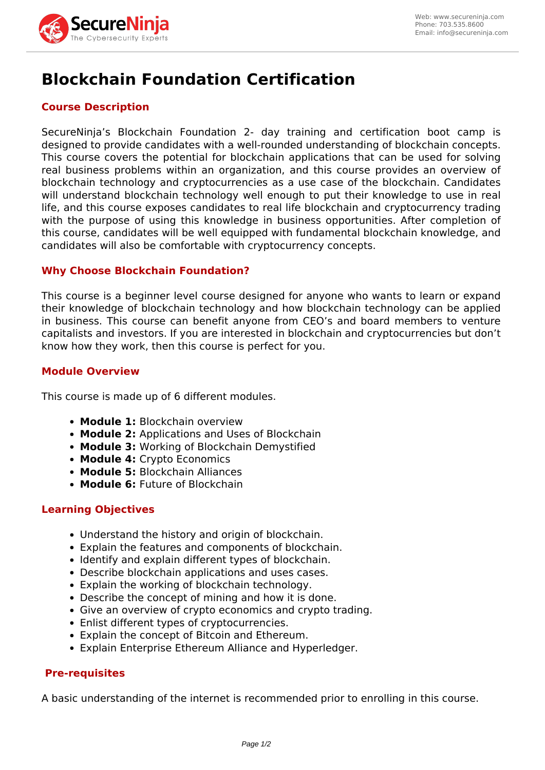# Blockchain Foundation Certification

## Course Description

SecureNinja's Blockchain Foundation 2- day training and certification boot camp is designed to provide candidates with a well-rounded understanding of blockchain concepts. This course covers the potential for blockchain applications that can be used for solving real business problems within an organization, and this course provides an overview of blockchain technology and cryptocurrencies as a use case of the blockchain. Candidates will understand blockchain technology well enough to put their knowledge to use in real life, and this course exposes candidates to real life blockchain and cryptocurrency trading with the purpose of using this knowledge in business opportunities. After completion of this course, candidates will be well equipped with fundamental blockchain knowledge, and candidates will also be comfortable with cryptocurrency concepts.

## Why Choose Blockchain Foundation?

This course is a beginner level course designed for anyone who wants to learn or expand their knowledge of blockchain technology and how blockchain technology can be applied in business. This course can benefit anyone from CEO's and board members to venture capitalists and investors. If you are interested in blockchain and cryptocurrencies but don't know how they work, then this course is perfect for you.

## Module Overview

This course is made up of 6 different modules.

- **Module 1:** Blockchain overview
- **Module 2:** Applications and Uses of Blockchain
- **Module 3:** Working of Blockchain Demystified
- **Module 4:** Crypto Economics
- **Module 5:** Blockchain Alliances
- **Module 6:** Future of Blockchain

## Learning Objectives

- Understand the history and origin of blockchain.
- Explain the features and components of blockchain.
- Identify and explain different types of blockchain.
- Describe blockchain applications and uses cases.
- Explain the working of blockchain technology.
- Describe the concept of mining and how it is done.
- Give an overview of crypto economics and crypto trading.
- Enlist different types of cryptocurrencies.
- Explain the concept of Bitcoin and Ethereum.
- Explain Enterprise Ethereum Alliance and Hyperledger.

## Pre-requisites

A basic understanding of the internet is recommended prior to enrolling in this course.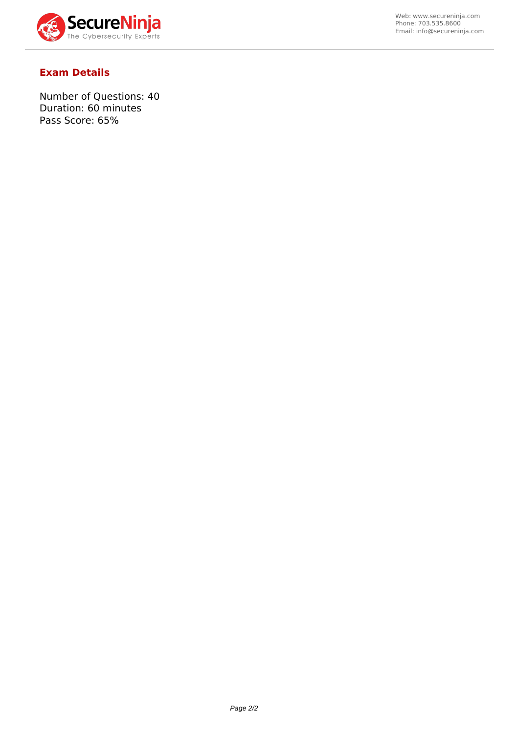## Exam Details

Number of Questions: 40
Duration: 60 minutes
Pass Score: 65%